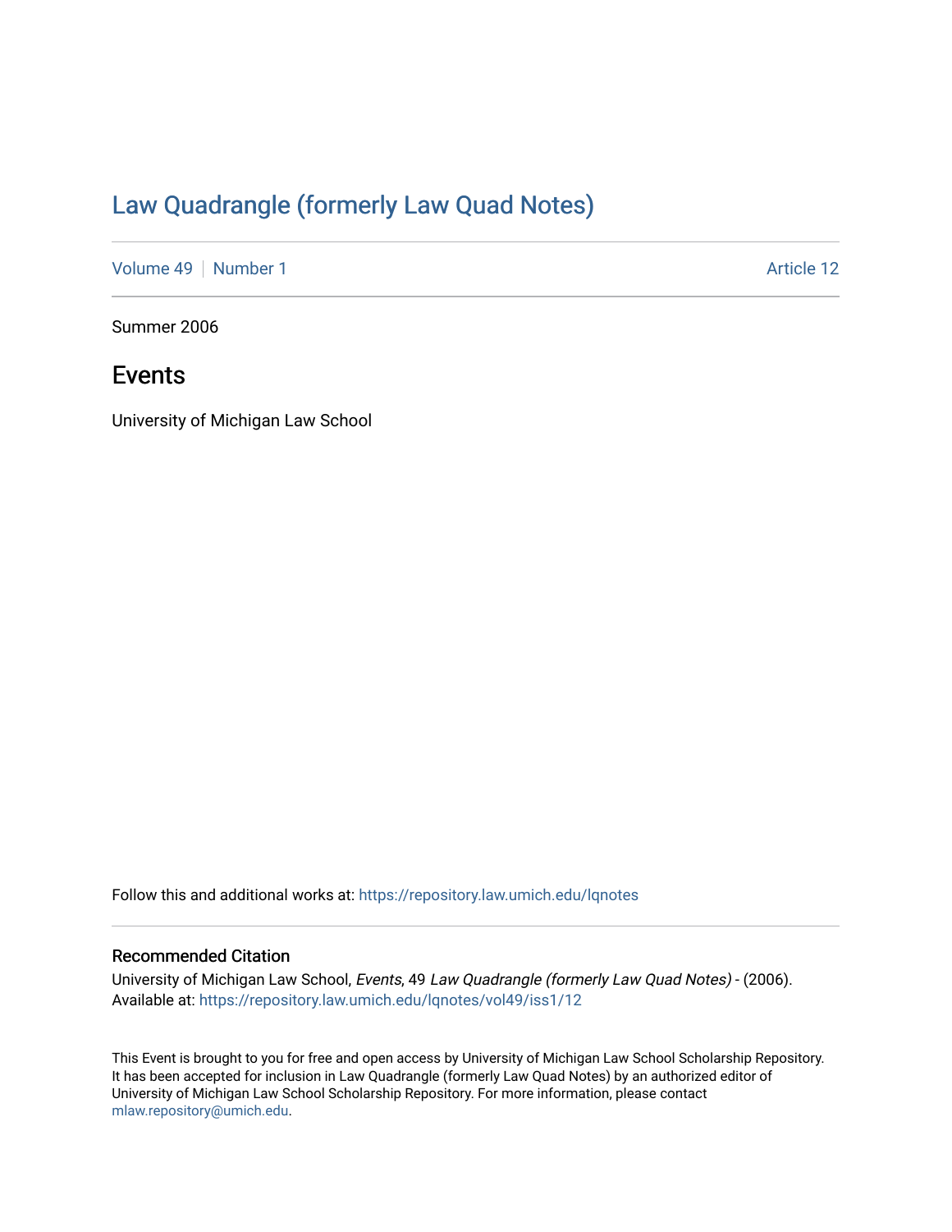# Law Quadrangle (formerly Law Quad Notes)

Volume 49 | Number 1 Article 12

Summer 2006

## Events

University of Michigan Law School

Follow this and additional works at: https://repository.law.umich.edu/lqnotes

### Recommended Citation

University of Michigan Law School, *Events*, 49 *Law Quadrangle (formerly Law Quad Notes)* - (2006).
Available at: https://repository.law.umich.edu/lqnotes/vol49/iss1/12

This Event is brought to you for free and open access by University of Michigan Law School Scholarship Repository. It has been accepted for inclusion in Law Quadrangle (formerly Law Quad Notes) by an authorized editor of University of Michigan Law School Scholarship Repository. For more information, please contact mlaw.repository@umich.edu.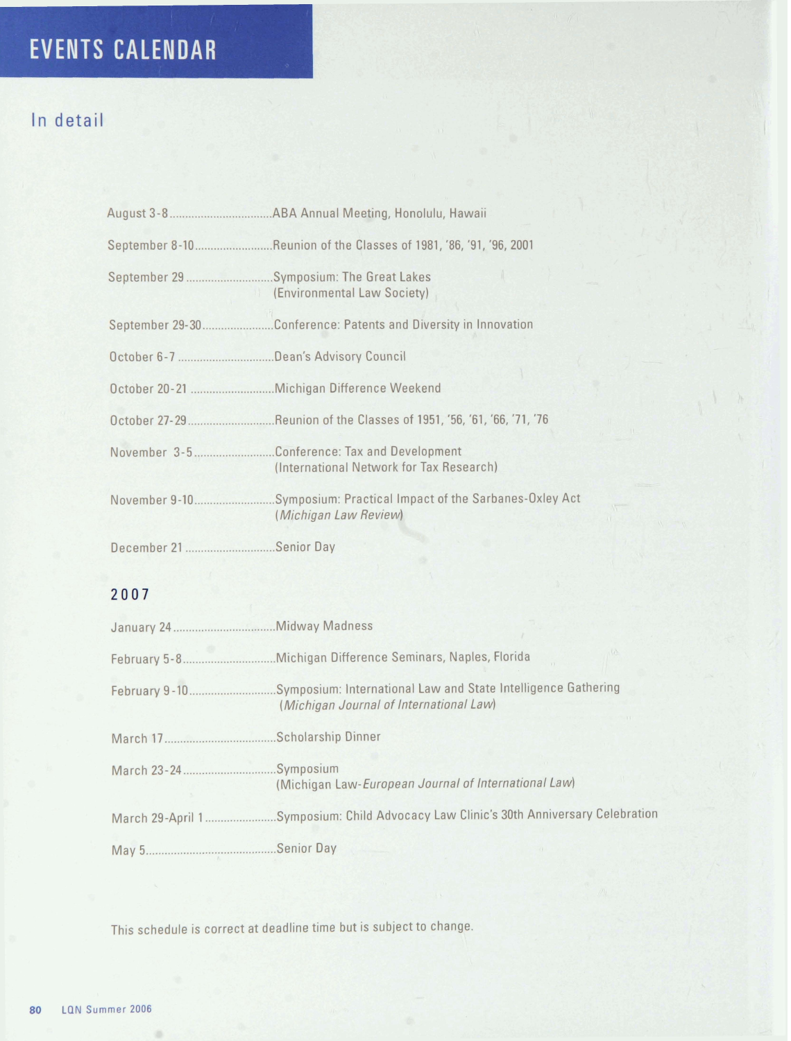# EVENTS CALENDAR

## In detail

| | |
|---|---|
| August 3-8 | ABA Annual Meeting, Honolulu, Hawaii |
| September 8-10 | Reunion of the Classes of 1981, '86, '91, '96, 2001 |
| September 29 | Symposium: The Great Lakes (Environmental Law Society) |
| September 29-30 | Conference: Patents and Diversity in Innovation |
| October 6-7 | Dean's Advisory Council |
| October 20-21 | Michigan Difference Weekend |
| October 27-29 | Reunion of the Classes of 1951, '56, '61, '66, '71, '76 |
| November 3-5 | Conference: Tax and Development (International Network for Tax Research) |
| November 9-10 | Symposium: Practical Impact of the Sarbanes-Oxley Act (*Michigan Law Review*) |
| December 21 | Senior Day |

### 2007

| | |
|---|---|
| January 24 | Midway Madness |
| February 5-8 | Michigan Difference Seminars, Naples, Florida |
| February 9-10 | Symposium: International Law and State Intelligence Gathering (*Michigan Journal of International Law*) |
| March 17 | Scholarship Dinner |
| March 23-24 | Symposium (Michigan Law-*European Journal of International Law*) |
| March 29-April 1 | Symposium: Child Advocacy Law Clinic's 30th Anniversary Celebration |
| May 5 | Senior Day |

This schedule is correct at deadline time but is subject to change.